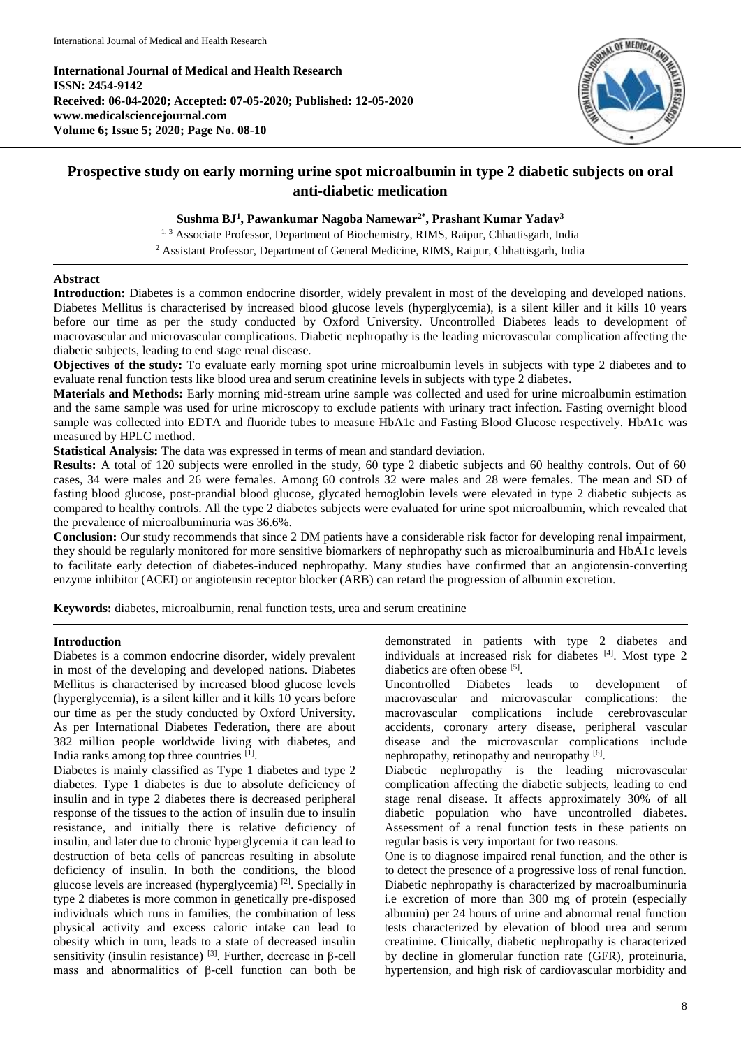**International Journal of Medical and Health Research**
**ISSN: 2454-9142**
**Received: 06-04-2020; Accepted: 07-05-2020; Published: 12-05-2020**
**www.medicalsciencejournal.com**
**Volume 6; Issue 5; 2020; Page No. 08-10**

# Prospective study on early morning urine spot microalbumin in type 2 diabetic subjects on oral anti-diabetic medication

**Sushma BJ[1], Pawankumar Nagoba Namewar[2*], Prashant Kumar Yadav[3]**

[1, 3] Associate Professor, Department of Biochemistry, RIMS, Raipur, Chhattisgarh, India
[2] Assistant Professor, Department of General Medicine, RIMS, Raipur, Chhattisgarh, India

## Abstract

**Introduction:** Diabetes is a common endocrine disorder, widely prevalent in most of the developing and developed nations. Diabetes Mellitus is characterised by increased blood glucose levels (hyperglycemia), is a silent killer and it kills 10 years before our time as per the study conducted by Oxford University. Uncontrolled Diabetes leads to development of macrovascular and microvascular complications. Diabetic nephropathy is the leading microvascular complication affecting the diabetic subjects, leading to end stage renal disease.

**Objectives of the study:** To evaluate early morning spot urine microalbumin levels in subjects with type 2 diabetes and to evaluate renal function tests like blood urea and serum creatinine levels in subjects with type 2 diabetes.

**Materials and Methods:** Early morning mid-stream urine sample was collected and used for urine microalbumin estimation and the same sample was used for urine microscopy to exclude patients with urinary tract infection. Fasting overnight blood sample was collected into EDTA and fluoride tubes to measure HbA1c and Fasting Blood Glucose respectively. HbA1c was measured by HPLC method.

**Statistical Analysis:** The data was expressed in terms of mean and standard deviation.

**Results:** A total of 120 subjects were enrolled in the study, 60 type 2 diabetic subjects and 60 healthy controls. Out of 60 cases, 34 were males and 26 were females. Among 60 controls 32 were males and 28 were females. The mean and SD of fasting blood glucose, post-prandial blood glucose, glycated hemoglobin levels were elevated in type 2 diabetic subjects as compared to healthy controls. All the type 2 diabetes subjects were evaluated for urine spot microalbumin, which revealed that the prevalence of microalbuminuria was 36.6%.

**Conclusion:** Our study recommends that since 2 DM patients have a considerable risk factor for developing renal impairment, they should be regularly monitored for more sensitive biomarkers of nephropathy such as microalbuminuria and HbA1c levels to facilitate early detection of diabetes-induced nephropathy. Many studies have confirmed that an angiotensin-converting enzyme inhibitor (ACEI) or angiotensin receptor blocker (ARB) can retard the progression of albumin excretion.

**Keywords:** diabetes, microalbumin, renal function tests, urea and serum creatinine

## Introduction

Diabetes is a common endocrine disorder, widely prevalent in most of the developing and developed nations. Diabetes Mellitus is characterised by increased blood glucose levels (hyperglycemia), is a silent killer and it kills 10 years before our time as per the study conducted by Oxford University. As per International Diabetes Federation, there are about 382 million people worldwide living with diabetes, and India ranks among top three countries [1].

Diabetes is mainly classified as Type 1 diabetes and type 2 diabetes. Type 1 diabetes is due to absolute deficiency of insulin and in type 2 diabetes there is decreased peripheral response of the tissues to the action of insulin due to insulin resistance, and initially there is relative deficiency of insulin, and later due to chronic hyperglycemia it can lead to destruction of beta cells of pancreas resulting in absolute deficiency of insulin. In both the conditions, the blood glucose levels are increased (hyperglycemia) [2]. Specially in type 2 diabetes is more common in genetically pre-disposed individuals which runs in families, the combination of less physical activity and excess caloric intake can lead to obesity which in turn, leads to a state of decreased insulin sensitivity (insulin resistance) [3]. Further, decrease in β-cell mass and abnormalities of β-cell function can both be demonstrated in patients with type 2 diabetes and individuals at increased risk for diabetes [4]. Most type 2 diabetics are often obese [5].

Uncontrolled Diabetes leads to development of macrovascular and microvascular complications: the macrovascular complications include cerebrovascular accidents, coronary artery disease, peripheral vascular disease and the microvascular complications include nephropathy, retinopathy and neuropathy [6].

Diabetic nephropathy is the leading microvascular complication affecting the diabetic subjects, leading to end stage renal disease. It affects approximately 30% of all diabetic population who have uncontrolled diabetes. Assessment of a renal function tests in these patients on regular basis is very important for two reasons.

One is to diagnose impaired renal function, and the other is to detect the presence of a progressive loss of renal function. Diabetic nephropathy is characterized by macroalbuminuria i.e excretion of more than 300 mg of protein (especially albumin) per 24 hours of urine and abnormal renal function tests characterized by elevation of blood urea and serum creatinine. Clinically, diabetic nephropathy is characterized by decline in glomerular function rate (GFR), proteinuria, hypertension, and high risk of cardiovascular morbidity and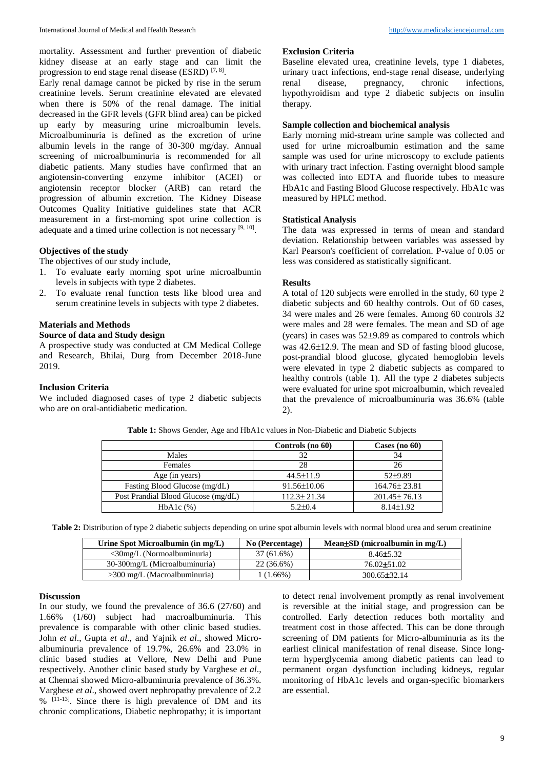mortality. Assessment and further prevention of diabetic kidney disease at an early stage and can limit the progression to end stage renal disease (ESRD) [7, 8].

Early renal damage cannot be picked by rise in the serum creatinine levels. Serum creatinine elevated are elevated when there is 50% of the renal damage. The initial decreased in the GFR levels (GFR blind area) can be picked up early by measuring urine microalbumin levels. Microalbuminuria is defined as the excretion of urine albumin levels in the range of 30-300 mg/day. Annual screening of microalbuminuria is recommended for all diabetic patients. Many studies have confirmed that an angiotensin-converting enzyme inhibitor (ACEI) or angiotensin receptor blocker (ARB) can retard the progression of albumin excretion. The Kidney Disease Outcomes Quality Initiative guidelines state that ACR measurement in a first-morning spot urine collection is adequate and a timed urine collection is not necessary [9, 10].

### Objectives of the study

The objectives of our study include,

1. To evaluate early morning spot urine microalbumin levels in subjects with type 2 diabetes.
2. To evaluate renal function tests like blood urea and serum creatinine levels in subjects with type 2 diabetes.

### Materials and Methods

#### Source of data and Study design

A prospective study was conducted at CM Medical College and Research, Bhilai, Durg from December 2018-June 2019.

#### Inclusion Criteria

We included diagnosed cases of type 2 diabetic subjects who are on oral-antidiabetic medication.

#### Exclusion Criteria

Baseline elevated urea, creatinine levels, type 1 diabetes, urinary tract infections, end-stage renal disease, underlying renal disease, pregnancy, chronic infections, hypothyroidism and type 2 diabetic subjects on insulin therapy.

#### Sample collection and biochemical analysis

Early morning mid-stream urine sample was collected and used for urine microalbumin estimation and the same sample was used for urine microscopy to exclude patients with urinary tract infection. Fasting overnight blood sample was collected into EDTA and fluoride tubes to measure HbA1c and Fasting Blood Glucose respectively. HbA1c was measured by HPLC method.

#### Statistical Analysis

The data was expressed in terms of mean and standard deviation. Relationship between variables was assessed by Karl Pearson's coefficient of correlation. P-value of 0.05 or less was considered as statistically significant.

### Results

A total of 120 subjects were enrolled in the study, 60 type 2 diabetic subjects and 60 healthy controls. Out of 60 cases, 34 were males and 26 were females. Among 60 controls 32 were males and 28 were females. The mean and SD of age (years) in cases was 52±9.89 as compared to controls which was 42.6±12.9. The mean and SD of fasting blood glucose, post-prandial blood glucose, glycated hemoglobin levels were elevated in type 2 diabetic subjects as compared to healthy controls (table 1). All the type 2 diabetes subjects were evaluated for urine spot microalbumin, which revealed that the prevalence of microalbuminuria was 36.6% (table 2).

**Table 1:** Shows Gender, Age and HbA1c values in Non-Diabetic and Diabetic Subjects

| | Controls (no 60) | Cases (no 60) |
|---|---|---|
| Males | 32 | 34 |
| Females | 28 | 26 |
| Age (in years) | 44.5±11.9 | 52±9.89 |
| Fasting Blood Glucose (mg/dL) | 91.56±10.06 | 164.76± 23.81 |
| Post Prandial Blood Glucose (mg/dL) | 112.3± 21.34 | 201.45± 76.13 |
| HbA1c (%) | 5.2±0.4 | 8.14±1.92 |

**Table 2:** Distribution of type 2 diabetic subjects depending on urine spot albumin levels with normal blood urea and serum creatinine

| Urine Spot Microalbumin (in mg/L) | No (Percentage) | Mean±SD (microalbumin in mg/L) |
|---|---|---|
| <30mg/L (Normoalbuminuria) | 37 (61.6%) | 8.46±5.32 |
| 30-300mg/L (Microalbuminuria) | 22 (36.6%) | 76.02±51.02 |
| >300 mg/L (Macroalbuminuria) | 1 (1.66%) | 300.65±32.14 |

### Discussion

In our study, we found the prevalence of 36.6 (27/60) and 1.66% (1/60) subject had macroalbuminuria. This prevalence is comparable with other clinic based studies. John *et al*., Gupta *et al*., and Yajnik *et al*., showed Micro-albuminuria prevalence of 19.7%, 26.6% and 23.0% in clinic based studies at Vellore, New Delhi and Pune respectively. Another clinic based study by Varghese *et al*., at Chennai showed Micro-albuminuria prevalence of 36.3%. Varghese *et al*., showed overt nephropathy prevalence of 2.2 % [11-13]. Since there is high prevalence of DM and its chronic complications, Diabetic nephropathy; it is important to detect renal involvement promptly as renal involvement is reversible at the initial stage, and progression can be controlled. Early detection reduces both mortality and treatment cost in those affected. This can be done through screening of DM patients for Micro-albuminuria as its the earliest clinical manifestation of renal disease. Since long-term hyperglycemia among diabetic patients can lead to permanent organ dysfunction including kidneys, regular monitoring of HbA1c levels and organ-specific biomarkers are essential.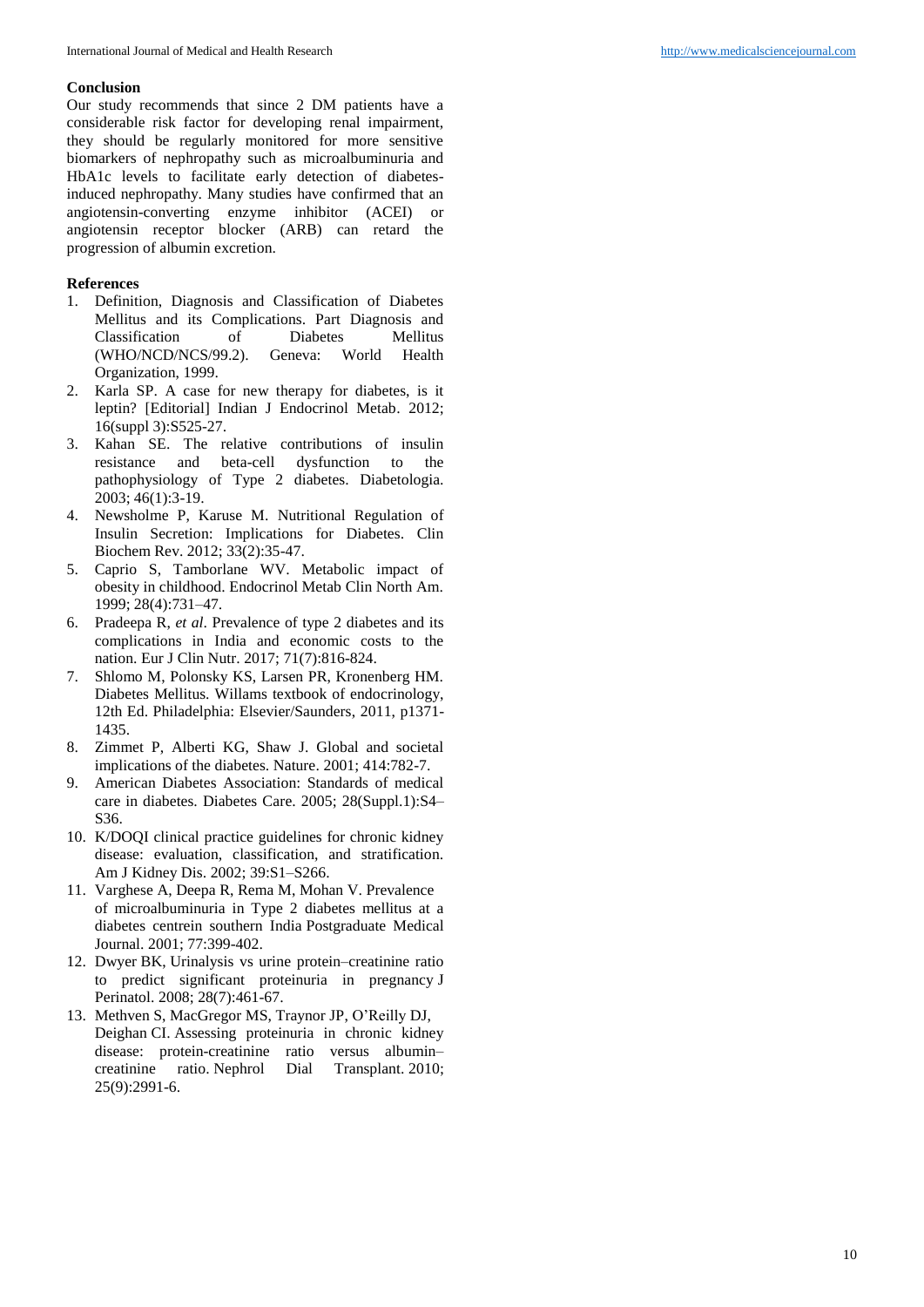## Conclusion

Our study recommends that since 2 DM patients have a considerable risk factor for developing renal impairment, they should be regularly monitored for more sensitive biomarkers of nephropathy such as microalbuminuria and HbA1c levels to facilitate early detection of diabetes-induced nephropathy. Many studies have confirmed that an angiotensin-converting enzyme inhibitor (ACEI) or angiotensin receptor blocker (ARB) can retard the progression of albumin excretion.

## References

1. Definition, Diagnosis and Classification of Diabetes Mellitus and its Complications. Part Diagnosis and Classification of Diabetes Mellitus (WHO/NCD/NCS/99.2). Geneva: World Health Organization, 1999.
2. Karla SP. A case for new therapy for diabetes, is it leptin? [Editorial] Indian J Endocrinol Metab. 2012; 16(suppl 3):S525-27.
3. Kahan SE. The relative contributions of insulin resistance and beta-cell dysfunction to the pathophysiology of Type 2 diabetes. Diabetologia. 2003; 46(1):3-19.
4. Newsholme P, Karuse M. Nutritional Regulation of Insulin Secretion: Implications for Diabetes. Clin Biochem Rev. 2012; 33(2):35-47.
5. Caprio S, Tamborlane WV. Metabolic impact of obesity in childhood. Endocrinol Metab Clin North Am. 1999; 28(4):731–47.
6. Pradeepa R, *et al*. Prevalence of type 2 diabetes and its complications in India and economic costs to the nation. Eur J Clin Nutr. 2017; 71(7):816-824.
7. Shlomo M, Polonsky KS, Larsen PR, Kronenberg HM. Diabetes Mellitus. Willams textbook of endocrinology, 12th Ed. Philadelphia: Elsevier/Saunders, 2011, p1371-1435.
8. Zimmet P, Alberti KG, Shaw J. Global and societal implications of the diabetes. Nature. 2001; 414:782-7.
9. American Diabetes Association: Standards of medical care in diabetes. Diabetes Care. 2005; 28(Suppl.1):S4–S36.
10. K/DOQI clinical practice guidelines for chronic kidney disease: evaluation, classification, and stratification. Am J Kidney Dis. 2002; 39:S1–S266.
11. Varghese A, Deepa R, Rema M, Mohan V. Prevalence of microalbuminuria in Type 2 diabetes mellitus at a diabetes centrein southern India Postgraduate Medical Journal. 2001; 77:399-402.
12. Dwyer BK, Urinalysis vs urine protein–creatinine ratio to predict significant proteinuria in pregnancy J Perinatol. 2008; 28(7):461-67.
13. Methven S, MacGregor MS, Traynor JP, O'Reilly DJ, Deighan CI. Assessing proteinuria in chronic kidney disease: protein-creatinine ratio versus albumin–creatinine ratio. Nephrol Dial Transplant. 2010; 25(9):2991-6.